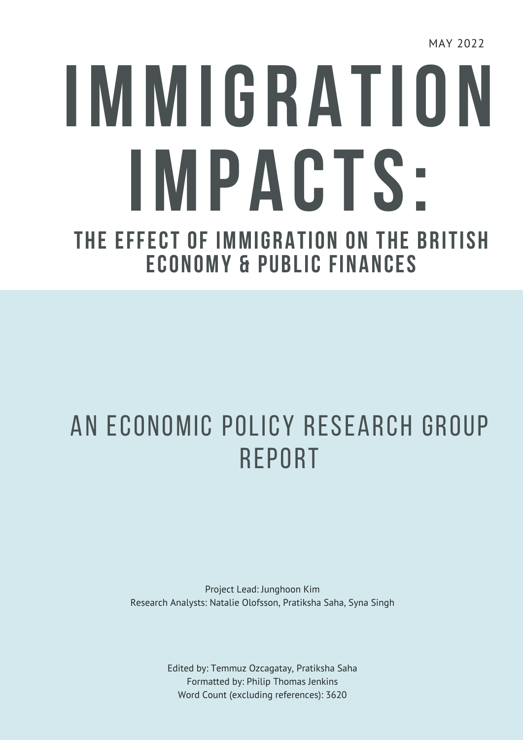MAY 2022

# IMMIGRATION IMPACTS:

## THE EFFECT OF IMMIGRATION ON THE BRITISH ECONOMY & PUBLIC FINANCES

## AN ECONOMIC POLICY RESEARCH GROUP REPORT

Project Lead: Junghoon Kim
Research Analysts: Natalie Olofsson, Pratiksha Saha, Syna Singh

Edited by: Temmuz Ozcagatay, Pratiksha Saha
Formatted by: Philip Thomas Jenkins
Word Count (excluding references): 3620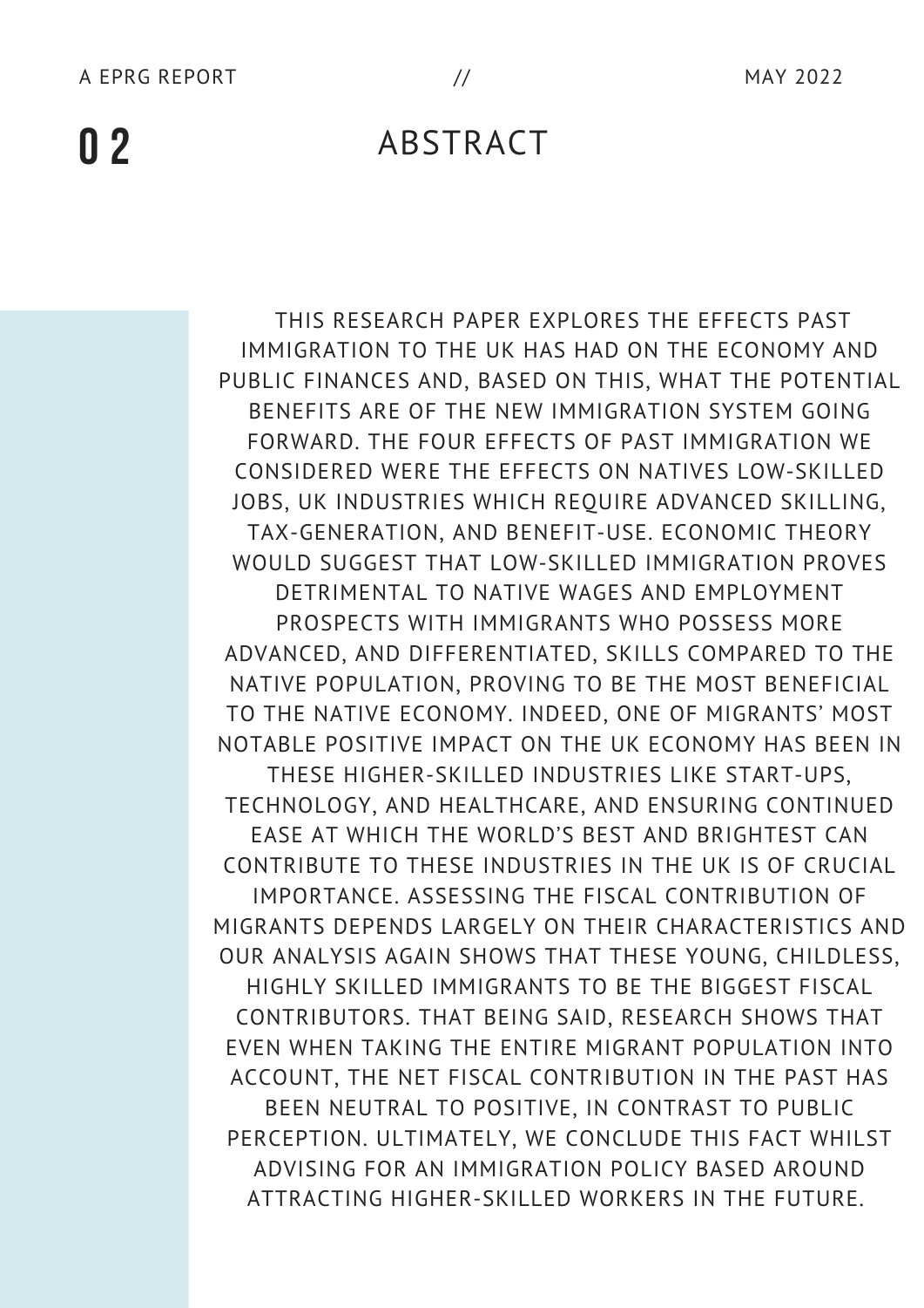# ABSTRACT

THIS RESEARCH PAPER EXPLORES THE EFFECTS PAST IMMIGRATION TO THE UK HAS HAD ON THE ECONOMY AND PUBLIC FINANCES AND, BASED ON THIS, WHAT THE POTENTIAL BENEFITS ARE OF THE NEW IMMIGRATION SYSTEM GOING FORWARD. THE FOUR EFFECTS OF PAST IMMIGRATION WE CONSIDERED WERE THE EFFECTS ON NATIVES LOW-SKILLED JOBS, UK INDUSTRIES WHICH REQUIRE ADVANCED SKILLING, TAX-GENERATION, AND BENEFIT-USE. ECONOMIC THEORY WOULD SUGGEST THAT LOW-SKILLED IMMIGRATION PROVES DETRIMENTAL TO NATIVE WAGES AND EMPLOYMENT PROSPECTS WITH IMMIGRANTS WHO POSSESS MORE ADVANCED, AND DIFFERENTIATED, SKILLS COMPARED TO THE NATIVE POPULATION, PROVING TO BE THE MOST BENEFICIAL TO THE NATIVE ECONOMY. INDEED, ONE OF MIGRANTS' MOST NOTABLE POSITIVE IMPACT ON THE UK ECONOMY HAS BEEN IN THESE HIGHER-SKILLED INDUSTRIES LIKE START-UPS, TECHNOLOGY, AND HEALTHCARE, AND ENSURING CONTINUED EASE AT WHICH THE WORLD'S BEST AND BRIGHTEST CAN CONTRIBUTE TO THESE INDUSTRIES IN THE UK IS OF CRUCIAL IMPORTANCE. ASSESSING THE FISCAL CONTRIBUTION OF MIGRANTS DEPENDS LARGELY ON THEIR CHARACTERISTICS AND OUR ANALYSIS AGAIN SHOWS THAT THESE YOUNG, CHILDLESS, HIGHLY SKILLED IMMIGRANTS TO BE THE BIGGEST FISCAL CONTRIBUTORS. THAT BEING SAID, RESEARCH SHOWS THAT EVEN WHEN TAKING THE ENTIRE MIGRANT POPULATION INTO ACCOUNT, THE NET FISCAL CONTRIBUTION IN THE PAST HAS BEEN NEUTRAL TO POSITIVE, IN CONTRAST TO PUBLIC PERCEPTION. ULTIMATELY, WE CONCLUDE THIS FACT WHILST ADVISING FOR AN IMMIGRATION POLICY BASED AROUND ATTRACTING HIGHER-SKILLED WORKERS IN THE FUTURE.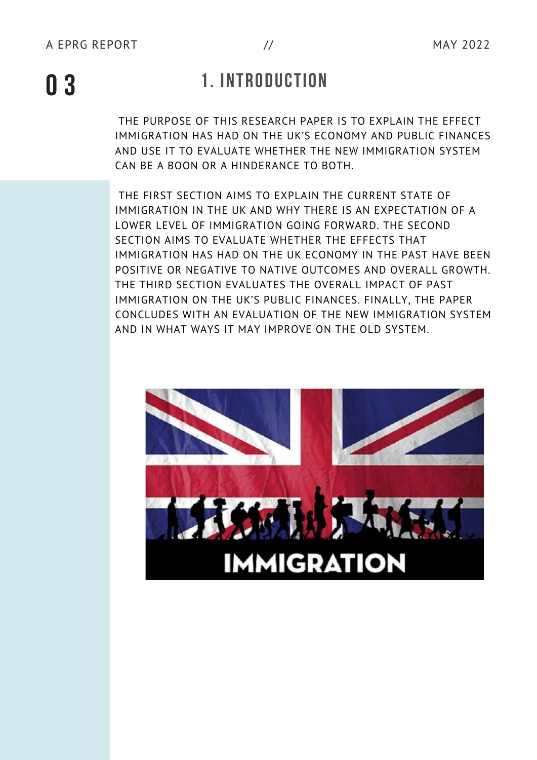## 1. INTRODUCTION

THE PURPOSE OF THIS RESEARCH PAPER IS TO EXPLAIN THE EFFECT IMMIGRATION HAS HAD ON THE UK'S ECONOMY AND PUBLIC FINANCES AND USE IT TO EVALUATE WHETHER THE NEW IMMIGRATION SYSTEM CAN BE A BOON OR A HINDERANCE TO BOTH.

THE FIRST SECTION AIMS TO EXPLAIN THE CURRENT STATE OF IMMIGRATION IN THE UK AND WHY THERE IS AN EXPECTATION OF A LOWER LEVEL OF IMMIGRATION GOING FORWARD. THE SECOND SECTION AIMS TO EVALUATE WHETHER THE EFFECTS THAT IMMIGRATION HAS HAD ON THE UK ECONOMY IN THE PAST HAVE BEEN POSITIVE OR NEGATIVE TO NATIVE OUTCOMES AND OVERALL GROWTH. THE THIRD SECTION EVALUATES THE OVERALL IMPACT OF PAST IMMIGRATION ON THE UK'S PUBLIC FINANCES. FINALLY, THE PAPER CONCLUDES WITH AN EVALUATION OF THE NEW IMMIGRATION SYSTEM AND IN WHAT WAYS IT MAY IMPROVE ON THE OLD SYSTEM.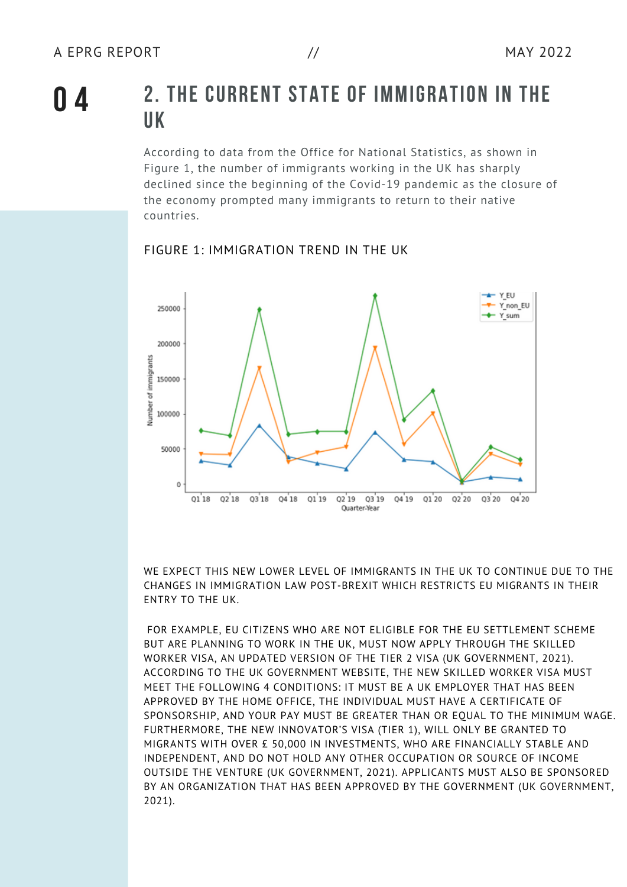## 2. THE CURRENT STATE OF IMMIGRATION IN THE UK

According to data from the Office for National Statistics, as shown in Figure 1, the number of immigrants working in the UK has sharply declined since the beginning of the Covid-19 pandemic as the closure of the economy prompted many immigrants to return to their native countries.

FIGURE 1: IMMIGRATION TREND IN THE UK

WE EXPECT THIS NEW LOWER LEVEL OF IMMIGRANTS IN THE UK TO CONTINUE DUE TO THE CHANGES IN IMMIGRATION LAW POST-BREXIT WHICH RESTRICTS EU MIGRANTS IN THEIR ENTRY TO THE UK.

FOR EXAMPLE, EU CITIZENS WHO ARE NOT ELIGIBLE FOR THE EU SETTLEMENT SCHEME BUT ARE PLANNING TO WORK IN THE UK, MUST NOW APPLY THROUGH THE SKILLED WORKER VISA, AN UPDATED VERSION OF THE TIER 2 VISA (UK GOVERNMENT, 2021). ACCORDING TO THE UK GOVERNMENT WEBSITE, THE NEW SKILLED WORKER VISA MUST MEET THE FOLLOWING 4 CONDITIONS: IT MUST BE A UK EMPLOYER THAT HAS BEEN APPROVED BY THE HOME OFFICE, THE INDIVIDUAL MUST HAVE A CERTIFICATE OF SPONSORSHIP, AND YOUR PAY MUST BE GREATER THAN OR EQUAL TO THE MINIMUM WAGE. FURTHERMORE, THE NEW INNOVATOR'S VISA (TIER 1), WILL ONLY BE GRANTED TO MIGRANTS WITH OVER £ 50,000 IN INVESTMENTS, WHO ARE FINANCIALLY STABLE AND INDEPENDENT, AND DO NOT HOLD ANY OTHER OCCUPATION OR SOURCE OF INCOME OUTSIDE THE VENTURE (UK GOVERNMENT, 2021). APPLICANTS MUST ALSO BE SPONSORED BY AN ORGANIZATION THAT HAS BEEN APPROVED BY THE GOVERNMENT (UK GOVERNMENT, 2021).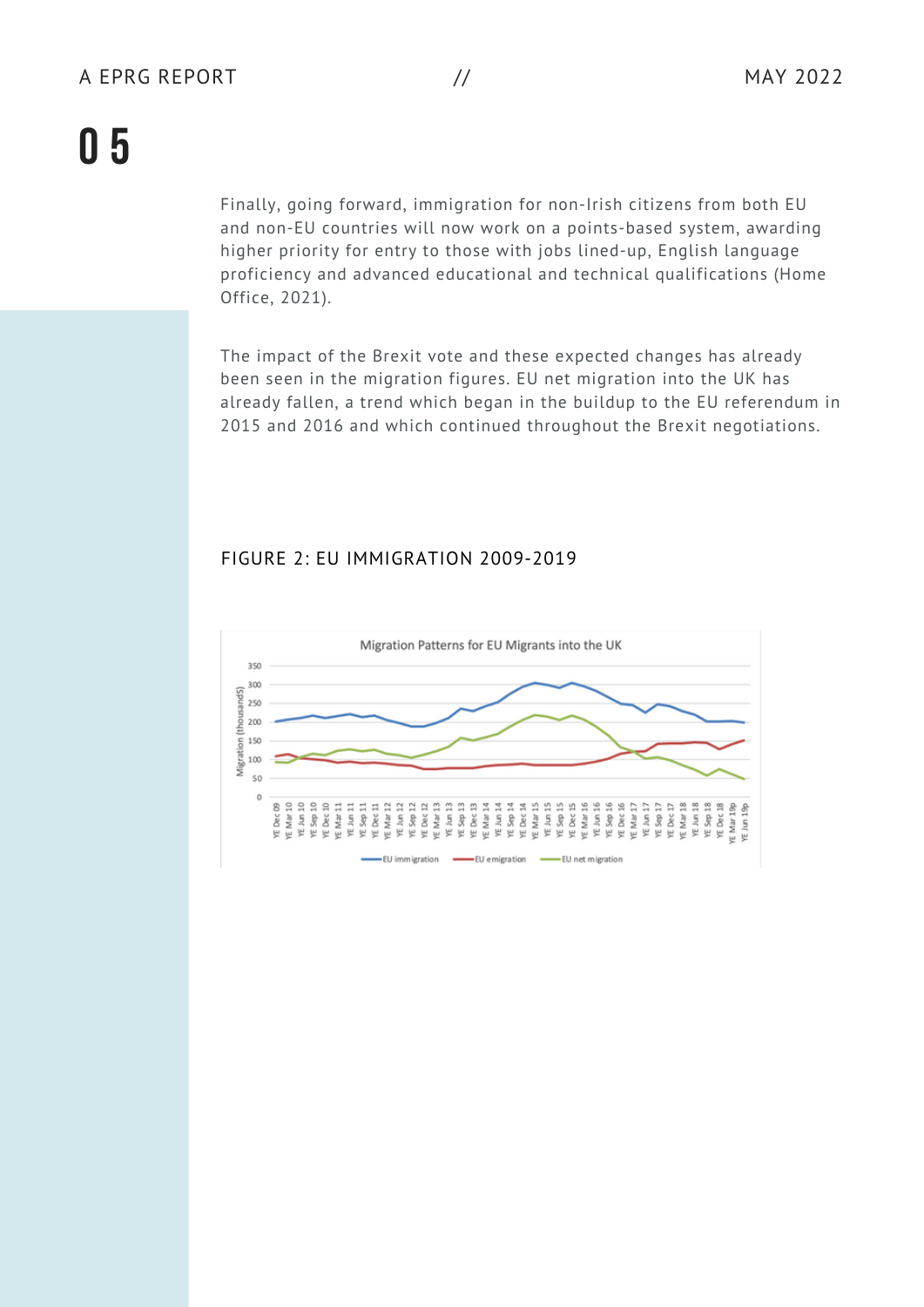Finally, going forward, immigration for non-Irish citizens from both EU and non-EU countries will now work on a points-based system, awarding higher priority for entry to those with jobs lined-up, English language proficiency and advanced educational and technical qualifications (Home Office, 2021).

The impact of the Brexit vote and these expected changes has already been seen in the migration figures. EU net migration into the UK has already fallen, a trend which began in the buildup to the EU referendum in 2015 and 2016 and which continued throughout the Brexit negotiations.

FIGURE 2: EU IMMIGRATION 2009-2019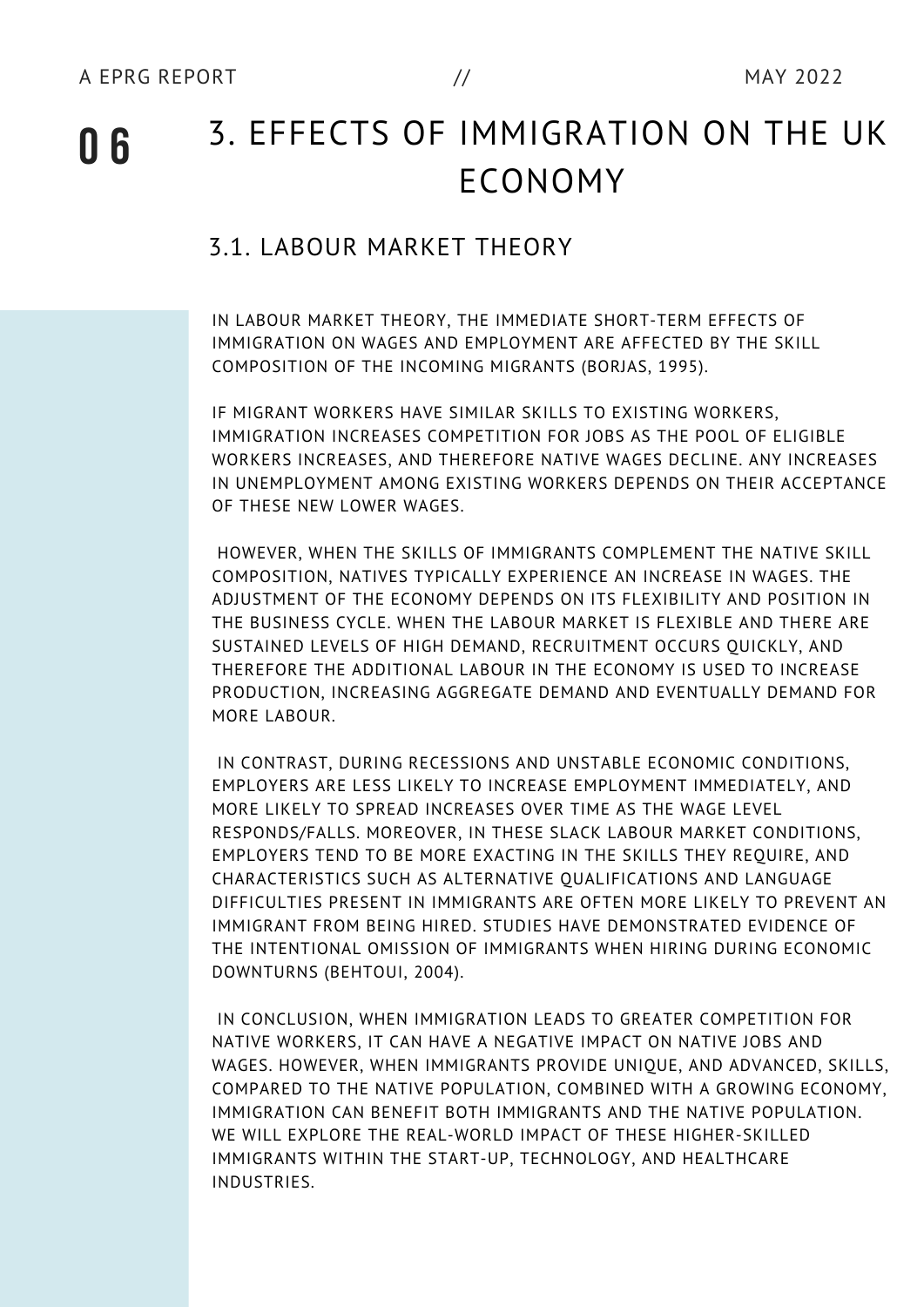# 3. EFFECTS OF IMMIGRATION ON THE UK ECONOMY

## 3.1. LABOUR MARKET THEORY

IN LABOUR MARKET THEORY, THE IMMEDIATE SHORT-TERM EFFECTS OF IMMIGRATION ON WAGES AND EMPLOYMENT ARE AFFECTED BY THE SKILL COMPOSITION OF THE INCOMING MIGRANTS (BORJAS, 1995).

IF MIGRANT WORKERS HAVE SIMILAR SKILLS TO EXISTING WORKERS, IMMIGRATION INCREASES COMPETITION FOR JOBS AS THE POOL OF ELIGIBLE WORKERS INCREASES, AND THEREFORE NATIVE WAGES DECLINE. ANY INCREASES IN UNEMPLOYMENT AMONG EXISTING WORKERS DEPENDS ON THEIR ACCEPTANCE OF THESE NEW LOWER WAGES.

HOWEVER, WHEN THE SKILLS OF IMMIGRANTS COMPLEMENT THE NATIVE SKILL COMPOSITION, NATIVES TYPICALLY EXPERIENCE AN INCREASE IN WAGES. THE ADJUSTMENT OF THE ECONOMY DEPENDS ON ITS FLEXIBILITY AND POSITION IN THE BUSINESS CYCLE. WHEN THE LABOUR MARKET IS FLEXIBLE AND THERE ARE SUSTAINED LEVELS OF HIGH DEMAND, RECRUITMENT OCCURS QUICKLY, AND THEREFORE THE ADDITIONAL LABOUR IN THE ECONOMY IS USED TO INCREASE PRODUCTION, INCREASING AGGREGATE DEMAND AND EVENTUALLY DEMAND FOR MORE LABOUR.

IN CONTRAST, DURING RECESSIONS AND UNSTABLE ECONOMIC CONDITIONS, EMPLOYERS ARE LESS LIKELY TO INCREASE EMPLOYMENT IMMEDIATELY, AND MORE LIKELY TO SPREAD INCREASES OVER TIME AS THE WAGE LEVEL RESPONDS/FALLS. MOREOVER, IN THESE SLACK LABOUR MARKET CONDITIONS, EMPLOYERS TEND TO BE MORE EXACTING IN THE SKILLS THEY REQUIRE, AND CHARACTERISTICS SUCH AS ALTERNATIVE QUALIFICATIONS AND LANGUAGE DIFFICULTIES PRESENT IN IMMIGRANTS ARE OFTEN MORE LIKELY TO PREVENT AN IMMIGRANT FROM BEING HIRED. STUDIES HAVE DEMONSTRATED EVIDENCE OF THE INTENTIONAL OMISSION OF IMMIGRANTS WHEN HIRING DURING ECONOMIC DOWNTURNS (BEHTOUI, 2004).

IN CONCLUSION, WHEN IMMIGRATION LEADS TO GREATER COMPETITION FOR NATIVE WORKERS, IT CAN HAVE A NEGATIVE IMPACT ON NATIVE JOBS AND WAGES. HOWEVER, WHEN IMMIGRANTS PROVIDE UNIQUE, AND ADVANCED, SKILLS, COMPARED TO THE NATIVE POPULATION, COMBINED WITH A GROWING ECONOMY, IMMIGRATION CAN BENEFIT BOTH IMMIGRANTS AND THE NATIVE POPULATION. WE WILL EXPLORE THE REAL-WORLD IMPACT OF THESE HIGHER-SKILLED IMMIGRANTS WITHIN THE START-UP, TECHNOLOGY, AND HEALTHCARE INDUSTRIES.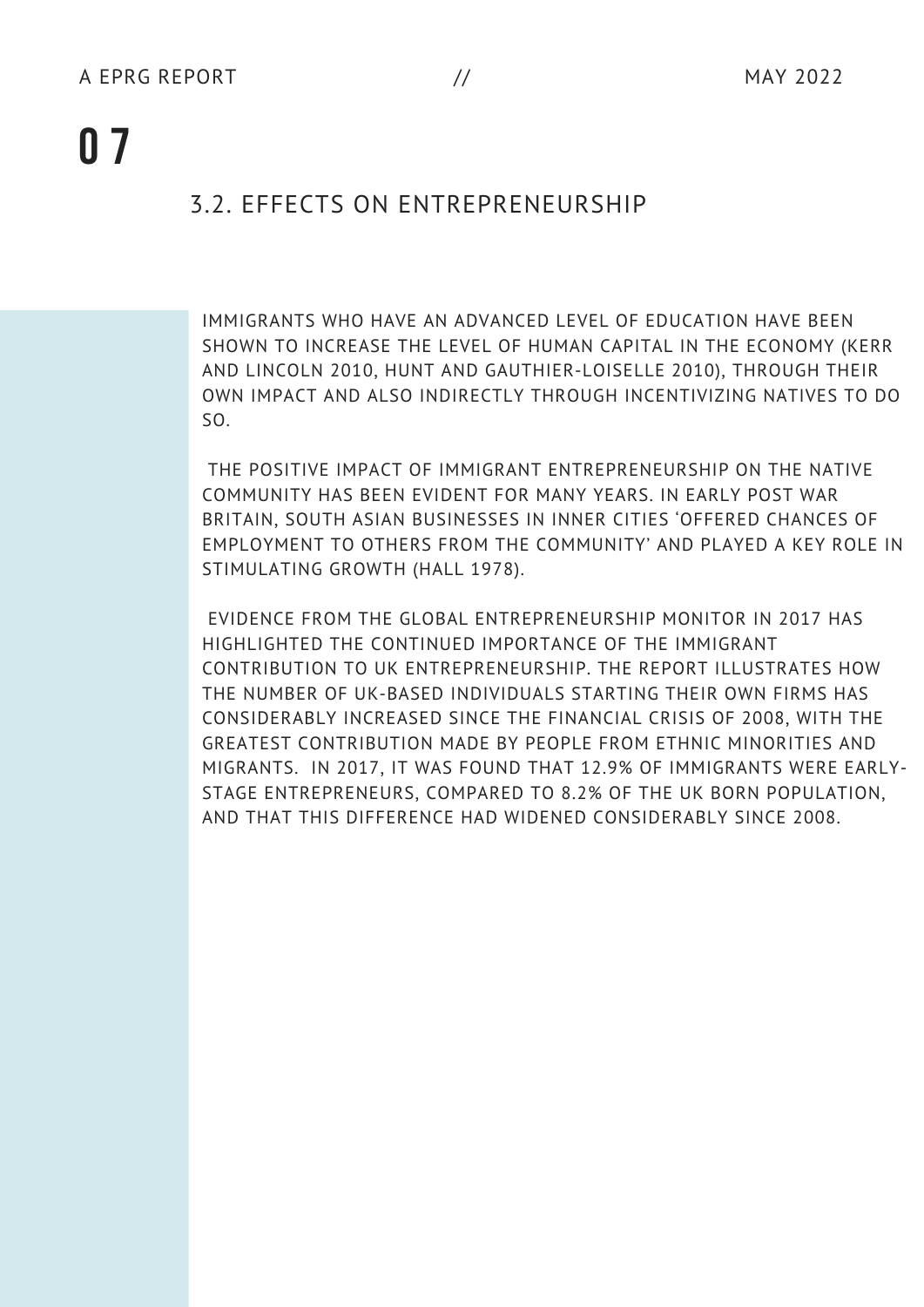## 3.2. EFFECTS ON ENTREPRENEURSHIP

IMMIGRANTS WHO HAVE AN ADVANCED LEVEL OF EDUCATION HAVE BEEN SHOWN TO INCREASE THE LEVEL OF HUMAN CAPITAL IN THE ECONOMY (KERR AND LINCOLN 2010, HUNT AND GAUTHIER-LOISELLE 2010), THROUGH THEIR OWN IMPACT AND ALSO INDIRECTLY THROUGH INCENTIVIZING NATIVES TO DO SO.

THE POSITIVE IMPACT OF IMMIGRANT ENTREPRENEURSHIP ON THE NATIVE COMMUNITY HAS BEEN EVIDENT FOR MANY YEARS. IN EARLY POST WAR BRITAIN, SOUTH ASIAN BUSINESSES IN INNER CITIES 'OFFERED CHANCES OF EMPLOYMENT TO OTHERS FROM THE COMMUNITY' AND PLAYED A KEY ROLE IN STIMULATING GROWTH (HALL 1978).

EVIDENCE FROM THE GLOBAL ENTREPRENEURSHIP MONITOR IN 2017 HAS HIGHLIGHTED THE CONTINUED IMPORTANCE OF THE IMMIGRANT CONTRIBUTION TO UK ENTREPRENEURSHIP. THE REPORT ILLUSTRATES HOW THE NUMBER OF UK-BASED INDIVIDUALS STARTING THEIR OWN FIRMS HAS CONSIDERABLY INCREASED SINCE THE FINANCIAL CRISIS OF 2008, WITH THE GREATEST CONTRIBUTION MADE BY PEOPLE FROM ETHNIC MINORITIES AND MIGRANTS. IN 2017, IT WAS FOUND THAT 12.9% OF IMMIGRANTS WERE EARLY-STAGE ENTREPRENEURS, COMPARED TO 8.2% OF THE UK BORN POPULATION, AND THAT THIS DIFFERENCE HAD WIDENED CONSIDERABLY SINCE 2008.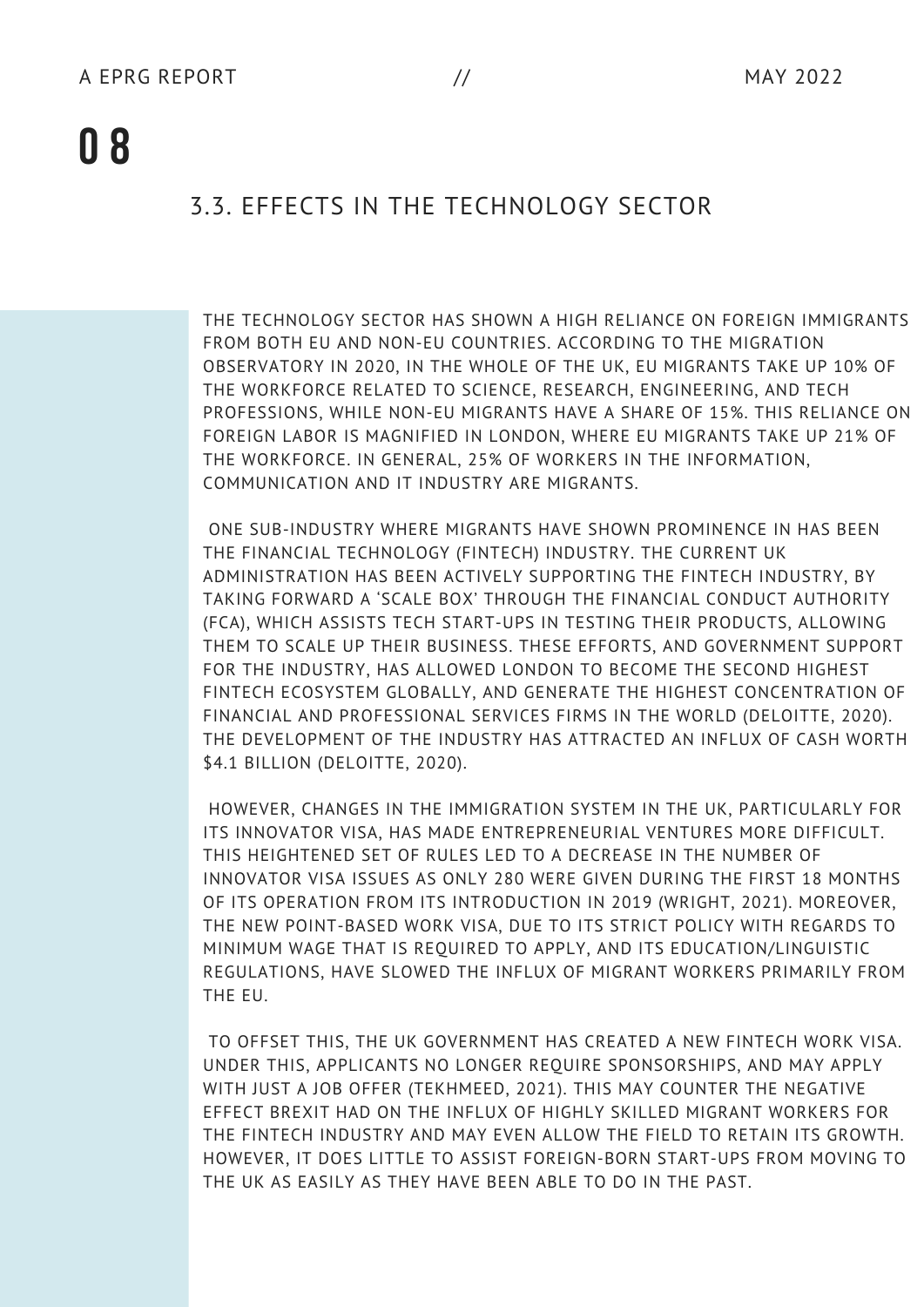## 3.3. EFFECTS IN THE TECHNOLOGY SECTOR

THE TECHNOLOGY SECTOR HAS SHOWN A HIGH RELIANCE ON FOREIGN IMMIGRANTS FROM BOTH EU AND NON-EU COUNTRIES. ACCORDING TO THE MIGRATION OBSERVATORY IN 2020, IN THE WHOLE OF THE UK, EU MIGRANTS TAKE UP 10% OF THE WORKFORCE RELATED TO SCIENCE, RESEARCH, ENGINEERING, AND TECH PROFESSIONS, WHILE NON-EU MIGRANTS HAVE A SHARE OF 15%. THIS RELIANCE ON FOREIGN LABOR IS MAGNIFIED IN LONDON, WHERE EU MIGRANTS TAKE UP 21% OF THE WORKFORCE. IN GENERAL, 25% OF WORKERS IN THE INFORMATION, COMMUNICATION AND IT INDUSTRY ARE MIGRANTS.

ONE SUB-INDUSTRY WHERE MIGRANTS HAVE SHOWN PROMINENCE IN HAS BEEN THE FINANCIAL TECHNOLOGY (FINTECH) INDUSTRY. THE CURRENT UK ADMINISTRATION HAS BEEN ACTIVELY SUPPORTING THE FINTECH INDUSTRY, BY TAKING FORWARD A 'SCALE BOX' THROUGH THE FINANCIAL CONDUCT AUTHORITY (FCA), WHICH ASSISTS TECH START-UPS IN TESTING THEIR PRODUCTS, ALLOWING THEM TO SCALE UP THEIR BUSINESS. THESE EFFORTS, AND GOVERNMENT SUPPORT FOR THE INDUSTRY, HAS ALLOWED LONDON TO BECOME THE SECOND HIGHEST FINTECH ECOSYSTEM GLOBALLY, AND GENERATE THE HIGHEST CONCENTRATION OF FINANCIAL AND PROFESSIONAL SERVICES FIRMS IN THE WORLD (DELOITTE, 2020). THE DEVELOPMENT OF THE INDUSTRY HAS ATTRACTED AN INFLUX OF CASH WORTH $4.1 BILLION (DELOITTE, 2020).

HOWEVER, CHANGES IN THE IMMIGRATION SYSTEM IN THE UK, PARTICULARLY FOR ITS INNOVATOR VISA, HAS MADE ENTREPRENEURIAL VENTURES MORE DIFFICULT. THIS HEIGHTENED SET OF RULES LED TO A DECREASE IN THE NUMBER OF INNOVATOR VISA ISSUES AS ONLY 280 WERE GIVEN DURING THE FIRST 18 MONTHS OF ITS OPERATION FROM ITS INTRODUCTION IN 2019 (WRIGHT, 2021). MOREOVER, THE NEW POINT-BASED WORK VISA, DUE TO ITS STRICT POLICY WITH REGARDS TO MINIMUM WAGE THAT IS REQUIRED TO APPLY, AND ITS EDUCATION/LINGUISTIC REGULATIONS, HAVE SLOWED THE INFLUX OF MIGRANT WORKERS PRIMARILY FROM THE EU.

TO OFFSET THIS, THE UK GOVERNMENT HAS CREATED A NEW FINTECH WORK VISA. UNDER THIS, APPLICANTS NO LONGER REQUIRE SPONSORSHIPS, AND MAY APPLY WITH JUST A JOB OFFER (TEKHMEED, 2021). THIS MAY COUNTER THE NEGATIVE EFFECT BREXIT HAD ON THE INFLUX OF HIGHLY SKILLED MIGRANT WORKERS FOR THE FINTECH INDUSTRY AND MAY EVEN ALLOW THE FIELD TO RETAIN ITS GROWTH. HOWEVER, IT DOES LITTLE TO ASSIST FOREIGN-BORN START-UPS FROM MOVING TO THE UK AS EASILY AS THEY HAVE BEEN ABLE TO DO IN THE PAST.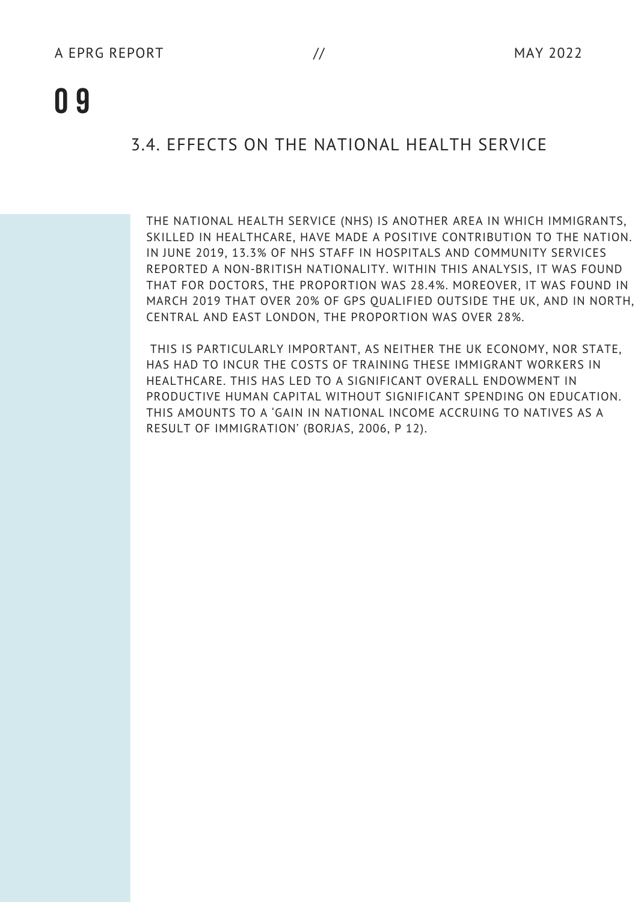## 3.4. EFFECTS ON THE NATIONAL HEALTH SERVICE

THE NATIONAL HEALTH SERVICE (NHS) IS ANOTHER AREA IN WHICH IMMIGRANTS, SKILLED IN HEALTHCARE, HAVE MADE A POSITIVE CONTRIBUTION TO THE NATION. IN JUNE 2019, 13.3% OF NHS STAFF IN HOSPITALS AND COMMUNITY SERVICES REPORTED A NON-BRITISH NATIONALITY. WITHIN THIS ANALYSIS, IT WAS FOUND THAT FOR DOCTORS, THE PROPORTION WAS 28.4%. MOREOVER, IT WAS FOUND IN MARCH 2019 THAT OVER 20% OF GPS QUALIFIED OUTSIDE THE UK, AND IN NORTH, CENTRAL AND EAST LONDON, THE PROPORTION WAS OVER 28%.

THIS IS PARTICULARLY IMPORTANT, AS NEITHER THE UK ECONOMY, NOR STATE, HAS HAD TO INCUR THE COSTS OF TRAINING THESE IMMIGRANT WORKERS IN HEALTHCARE. THIS HAS LED TO A SIGNIFICANT OVERALL ENDOWMENT IN PRODUCTIVE HUMAN CAPITAL WITHOUT SIGNIFICANT SPENDING ON EDUCATION. THIS AMOUNTS TO A 'GAIN IN NATIONAL INCOME ACCRUING TO NATIVES AS A RESULT OF IMMIGRATION' (BORJAS, 2006, P 12).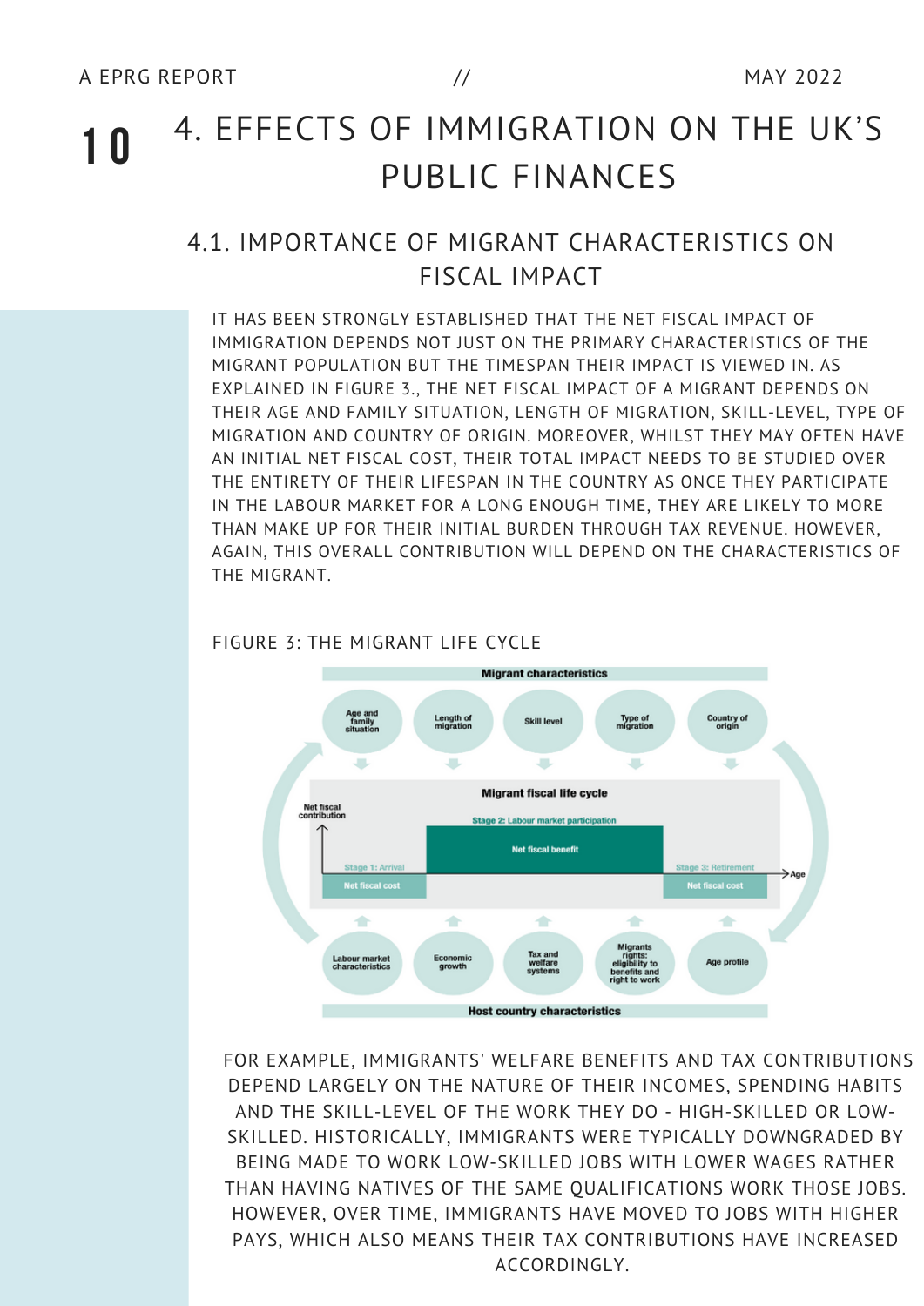# 4. EFFECTS OF IMMIGRATION ON THE UK'S PUBLIC FINANCES

## 4.1. IMPORTANCE OF MIGRANT CHARACTERISTICS ON FISCAL IMPACT

IT HAS BEEN STRONGLY ESTABLISHED THAT THE NET FISCAL IMPACT OF IMMIGRATION DEPENDS NOT JUST ON THE PRIMARY CHARACTERISTICS OF THE MIGRANT POPULATION BUT THE TIMESPAN THEIR IMPACT IS VIEWED IN. AS EXPLAINED IN FIGURE 3., THE NET FISCAL IMPACT OF A MIGRANT DEPENDS ON THEIR AGE AND FAMILY SITUATION, LENGTH OF MIGRATION, SKILL-LEVEL, TYPE OF MIGRATION AND COUNTRY OF ORIGIN. MOREOVER, WHILST THEY MAY OFTEN HAVE AN INITIAL NET FISCAL COST, THEIR TOTAL IMPACT NEEDS TO BE STUDIED OVER THE ENTIRETY OF THEIR LIFESPAN IN THE COUNTRY AS ONCE THEY PARTICIPATE IN THE LABOUR MARKET FOR A LONG ENOUGH TIME, THEY ARE LIKELY TO MORE THAN MAKE UP FOR THEIR INITIAL BURDEN THROUGH TAX REVENUE. HOWEVER, AGAIN, THIS OVERALL CONTRIBUTION WILL DEPEND ON THE CHARACTERISTICS OF THE MIGRANT.

FIGURE 3: THE MIGRANT LIFE CYCLE

FOR EXAMPLE, IMMIGRANTS' WELFARE BENEFITS AND TAX CONTRIBUTIONS DEPEND LARGELY ON THE NATURE OF THEIR INCOMES, SPENDING HABITS AND THE SKILL-LEVEL OF THE WORK THEY DO - HIGH-SKILLED OR LOW-SKILLED. HISTORICALLY, IMMIGRANTS WERE TYPICALLY DOWNGRADED BY BEING MADE TO WORK LOW-SKILLED JOBS WITH LOWER WAGES RATHER THAN HAVING NATIVES OF THE SAME QUALIFICATIONS WORK THOSE JOBS. HOWEVER, OVER TIME, IMMIGRANTS HAVE MOVED TO JOBS WITH HIGHER PAYS, WHICH ALSO MEANS THEIR TAX CONTRIBUTIONS HAVE INCREASED ACCORDINGLY.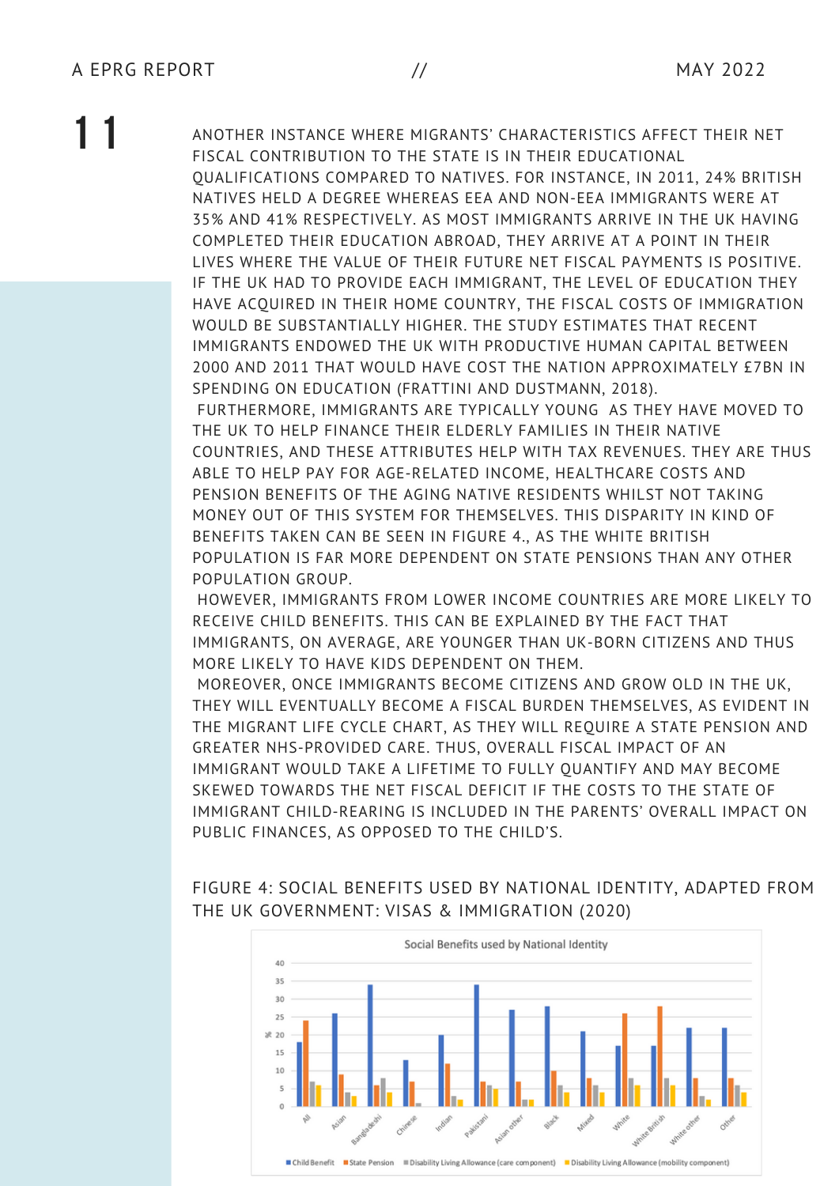ANOTHER INSTANCE WHERE MIGRANTS' CHARACTERISTICS AFFECT THEIR NET FISCAL CONTRIBUTION TO THE STATE IS IN THEIR EDUCATIONAL QUALIFICATIONS COMPARED TO NATIVES. FOR INSTANCE, IN 2011, 24% BRITISH NATIVES HELD A DEGREE WHEREAS EEA AND NON-EEA IMMIGRANTS WERE AT 35% AND 41% RESPECTIVELY. AS MOST IMMIGRANTS ARRIVE IN THE UK HAVING COMPLETED THEIR EDUCATION ABROAD, THEY ARRIVE AT A POINT IN THEIR LIVES WHERE THE VALUE OF THEIR FUTURE NET FISCAL PAYMENTS IS POSITIVE. IF THE UK HAD TO PROVIDE EACH IMMIGRANT, THE LEVEL OF EDUCATION THEY HAVE ACQUIRED IN THEIR HOME COUNTRY, THE FISCAL COSTS OF IMMIGRATION WOULD BE SUBSTANTIALLY HIGHER. THE STUDY ESTIMATES THAT RECENT IMMIGRANTS ENDOWED THE UK WITH PRODUCTIVE HUMAN CAPITAL BETWEEN 2000 AND 2011 THAT WOULD HAVE COST THE NATION APPROXIMATELY £7BN IN SPENDING ON EDUCATION (FRATTINI AND DUSTMANN, 2018).

FURTHERMORE, IMMIGRANTS ARE TYPICALLY YOUNG AS THEY HAVE MOVED TO THE UK TO HELP FINANCE THEIR ELDERLY FAMILIES IN THEIR NATIVE COUNTRIES, AND THESE ATTRIBUTES HELP WITH TAX REVENUES. THEY ARE THUS ABLE TO HELP PAY FOR AGE-RELATED INCOME, HEALTHCARE COSTS AND PENSION BENEFITS OF THE AGING NATIVE RESIDENTS WHILST NOT TAKING MONEY OUT OF THIS SYSTEM FOR THEMSELVES. THIS DISPARITY IN KIND OF BENEFITS TAKEN CAN BE SEEN IN FIGURE 4., AS THE WHITE BRITISH POPULATION IS FAR MORE DEPENDENT ON STATE PENSIONS THAN ANY OTHER POPULATION GROUP.

HOWEVER, IMMIGRANTS FROM LOWER INCOME COUNTRIES ARE MORE LIKELY TO RECEIVE CHILD BENEFITS. THIS CAN BE EXPLAINED BY THE FACT THAT IMMIGRANTS, ON AVERAGE, ARE YOUNGER THAN UK-BORN CITIZENS AND THUS MORE LIKELY TO HAVE KIDS DEPENDENT ON THEM.

MOREOVER, ONCE IMMIGRANTS BECOME CITIZENS AND GROW OLD IN THE UK, THEY WILL EVENTUALLY BECOME A FISCAL BURDEN THEMSELVES, AS EVIDENT IN THE MIGRANT LIFE CYCLE CHART, AS THEY WILL REQUIRE A STATE PENSION AND GREATER NHS-PROVIDED CARE. THUS, OVERALL FISCAL IMPACT OF AN IMMIGRANT WOULD TAKE A LIFETIME TO FULLY QUANTIFY AND MAY BECOME SKEWED TOWARDS THE NET FISCAL DEFICIT IF THE COSTS TO THE STATE OF IMMIGRANT CHILD-REARING IS INCLUDED IN THE PARENTS' OVERALL IMPACT ON PUBLIC FINANCES, AS OPPOSED TO THE CHILD'S.

FIGURE 4: SOCIAL BENEFITS USED BY NATIONAL IDENTITY, ADAPTED FROM THE UK GOVERNMENT: VISAS & IMMIGRATION (2020)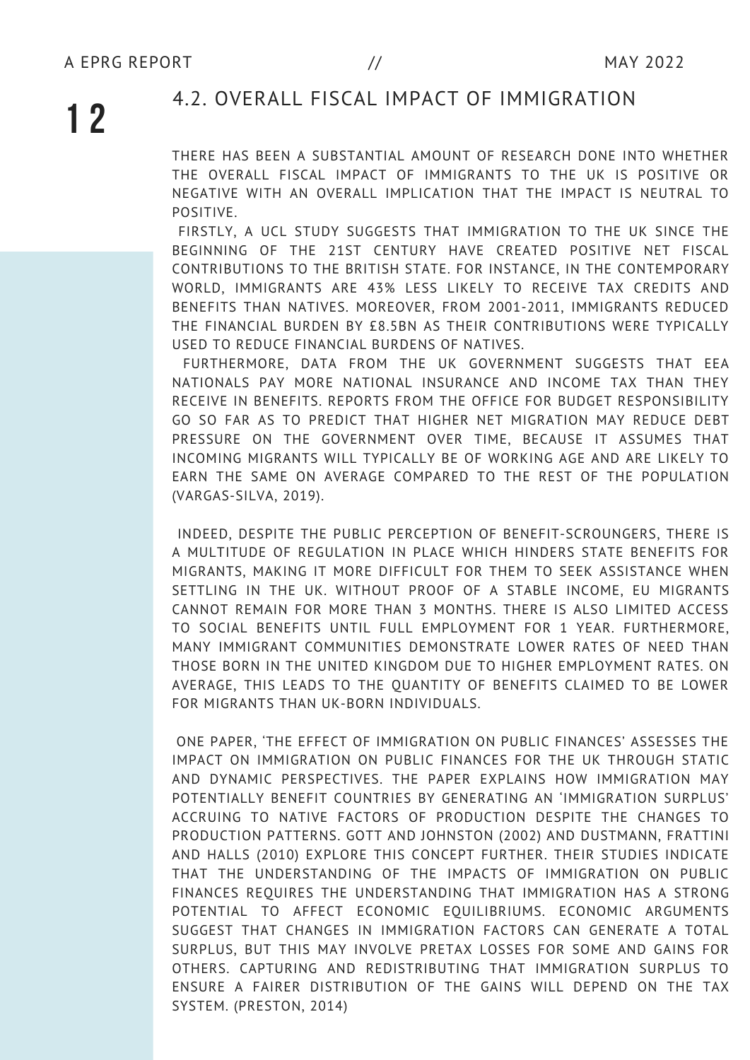## 4.2. OVERALL FISCAL IMPACT OF IMMIGRATION

THERE HAS BEEN A SUBSTANTIAL AMOUNT OF RESEARCH DONE INTO WHETHER THE OVERALL FISCAL IMPACT OF IMMIGRANTS TO THE UK IS POSITIVE OR NEGATIVE WITH AN OVERALL IMPLICATION THAT THE IMPACT IS NEUTRAL TO POSITIVE.

FIRSTLY, A UCL STUDY SUGGESTS THAT IMMIGRATION TO THE UK SINCE THE BEGINNING OF THE 21ST CENTURY HAVE CREATED POSITIVE NET FISCAL CONTRIBUTIONS TO THE BRITISH STATE. FOR INSTANCE, IN THE CONTEMPORARY WORLD, IMMIGRANTS ARE 43% LESS LIKELY TO RECEIVE TAX CREDITS AND BENEFITS THAN NATIVES. MOREOVER, FROM 2001-2011, IMMIGRANTS REDUCED THE FINANCIAL BURDEN BY £8.5BN AS THEIR CONTRIBUTIONS WERE TYPICALLY USED TO REDUCE FINANCIAL BURDENS OF NATIVES.

FURTHERMORE, DATA FROM THE UK GOVERNMENT SUGGESTS THAT EEA NATIONALS PAY MORE NATIONAL INSURANCE AND INCOME TAX THAN THEY RECEIVE IN BENEFITS. REPORTS FROM THE OFFICE FOR BUDGET RESPONSIBILITY GO SO FAR AS TO PREDICT THAT HIGHER NET MIGRATION MAY REDUCE DEBT PRESSURE ON THE GOVERNMENT OVER TIME, BECAUSE IT ASSUMES THAT INCOMING MIGRANTS WILL TYPICALLY BE OF WORKING AGE AND ARE LIKELY TO EARN THE SAME ON AVERAGE COMPARED TO THE REST OF THE POPULATION (VARGAS-SILVA, 2019).

INDEED, DESPITE THE PUBLIC PERCEPTION OF BENEFIT-SCROUNGERS, THERE IS A MULTITUDE OF REGULATION IN PLACE WHICH HINDERS STATE BENEFITS FOR MIGRANTS, MAKING IT MORE DIFFICULT FOR THEM TO SEEK ASSISTANCE WHEN SETTLING IN THE UK. WITHOUT PROOF OF A STABLE INCOME, EU MIGRANTS CANNOT REMAIN FOR MORE THAN 3 MONTHS. THERE IS ALSO LIMITED ACCESS TO SOCIAL BENEFITS UNTIL FULL EMPLOYMENT FOR 1 YEAR. FURTHERMORE, MANY IMMIGRANT COMMUNITIES DEMONSTRATE LOWER RATES OF NEED THAN THOSE BORN IN THE UNITED KINGDOM DUE TO HIGHER EMPLOYMENT RATES. ON AVERAGE, THIS LEADS TO THE QUANTITY OF BENEFITS CLAIMED TO BE LOWER FOR MIGRANTS THAN UK-BORN INDIVIDUALS.

ONE PAPER, 'THE EFFECT OF IMMIGRATION ON PUBLIC FINANCES' ASSESSES THE IMPACT ON IMMIGRATION ON PUBLIC FINANCES FOR THE UK THROUGH STATIC AND DYNAMIC PERSPECTIVES. THE PAPER EXPLAINS HOW IMMIGRATION MAY POTENTIALLY BENEFIT COUNTRIES BY GENERATING AN 'IMMIGRATION SURPLUS' ACCRUING TO NATIVE FACTORS OF PRODUCTION DESPITE THE CHANGES TO PRODUCTION PATTERNS. GOTT AND JOHNSTON (2002) AND DUSTMANN, FRATTINI AND HALLS (2010) EXPLORE THIS CONCEPT FURTHER. THEIR STUDIES INDICATE THAT THE UNDERSTANDING OF THE IMPACTS OF IMMIGRATION ON PUBLIC FINANCES REQUIRES THE UNDERSTANDING THAT IMMIGRATION HAS A STRONG POTENTIAL TO AFFECT ECONOMIC EQUILIBRIUMS. ECONOMIC ARGUMENTS SUGGEST THAT CHANGES IN IMMIGRATION FACTORS CAN GENERATE A TOTAL SURPLUS, BUT THIS MAY INVOLVE PRETAX LOSSES FOR SOME AND GAINS FOR OTHERS. CAPTURING AND REDISTRIBUTING THAT IMMIGRATION SURPLUS TO ENSURE A FAIRER DISTRIBUTION OF THE GAINS WILL DEPEND ON THE TAX SYSTEM. (PRESTON, 2014)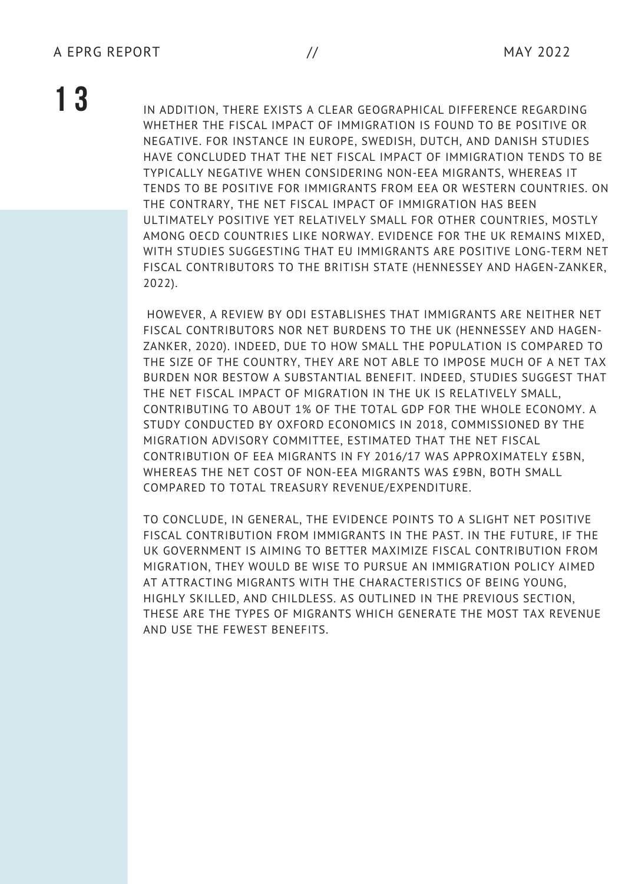IN ADDITION, THERE EXISTS A CLEAR GEOGRAPHICAL DIFFERENCE REGARDING WHETHER THE FISCAL IMPACT OF IMMIGRATION IS FOUND TO BE POSITIVE OR NEGATIVE. FOR INSTANCE IN EUROPE, SWEDISH, DUTCH, AND DANISH STUDIES HAVE CONCLUDED THAT THE NET FISCAL IMPACT OF IMMIGRATION TENDS TO BE TYPICALLY NEGATIVE WHEN CONSIDERING NON-EEA MIGRANTS, WHEREAS IT TENDS TO BE POSITIVE FOR IMMIGRANTS FROM EEA OR WESTERN COUNTRIES. ON THE CONTRARY, THE NET FISCAL IMPACT OF IMMIGRATION HAS BEEN ULTIMATELY POSITIVE YET RELATIVELY SMALL FOR OTHER COUNTRIES, MOSTLY AMONG OECD COUNTRIES LIKE NORWAY. EVIDENCE FOR THE UK REMAINS MIXED, WITH STUDIES SUGGESTING THAT EU IMMIGRANTS ARE POSITIVE LONG-TERM NET FISCAL CONTRIBUTORS TO THE BRITISH STATE (HENNESSEY AND HAGEN-ZANKER, 2022).

HOWEVER, A REVIEW BY ODI ESTABLISHES THAT IMMIGRANTS ARE NEITHER NET FISCAL CONTRIBUTORS NOR NET BURDENS TO THE UK (HENNESSEY AND HAGEN-ZANKER, 2020). INDEED, DUE TO HOW SMALL THE POPULATION IS COMPARED TO THE SIZE OF THE COUNTRY, THEY ARE NOT ABLE TO IMPOSE MUCH OF A NET TAX BURDEN NOR BESTOW A SUBSTANTIAL BENEFIT. INDEED, STUDIES SUGGEST THAT THE NET FISCAL IMPACT OF MIGRATION IN THE UK IS RELATIVELY SMALL, CONTRIBUTING TO ABOUT 1% OF THE TOTAL GDP FOR THE WHOLE ECONOMY. A STUDY CONDUCTED BY OXFORD ECONOMICS IN 2018, COMMISSIONED BY THE MIGRATION ADVISORY COMMITTEE, ESTIMATED THAT THE NET FISCAL CONTRIBUTION OF EEA MIGRANTS IN FY 2016/17 WAS APPROXIMATELY £5BN, WHEREAS THE NET COST OF NON-EEA MIGRANTS WAS £9BN, BOTH SMALL COMPARED TO TOTAL TREASURY REVENUE/EXPENDITURE.

TO CONCLUDE, IN GENERAL, THE EVIDENCE POINTS TO A SLIGHT NET POSITIVE FISCAL CONTRIBUTION FROM IMMIGRANTS IN THE PAST. IN THE FUTURE, IF THE UK GOVERNMENT IS AIMING TO BETTER MAXIMIZE FISCAL CONTRIBUTION FROM MIGRATION, THEY WOULD BE WISE TO PURSUE AN IMMIGRATION POLICY AIMED AT ATTRACTING MIGRANTS WITH THE CHARACTERISTICS OF BEING YOUNG, HIGHLY SKILLED, AND CHILDLESS. AS OUTLINED IN THE PREVIOUS SECTION, THESE ARE THE TYPES OF MIGRANTS WHICH GENERATE THE MOST TAX REVENUE AND USE THE FEWEST BENEFITS.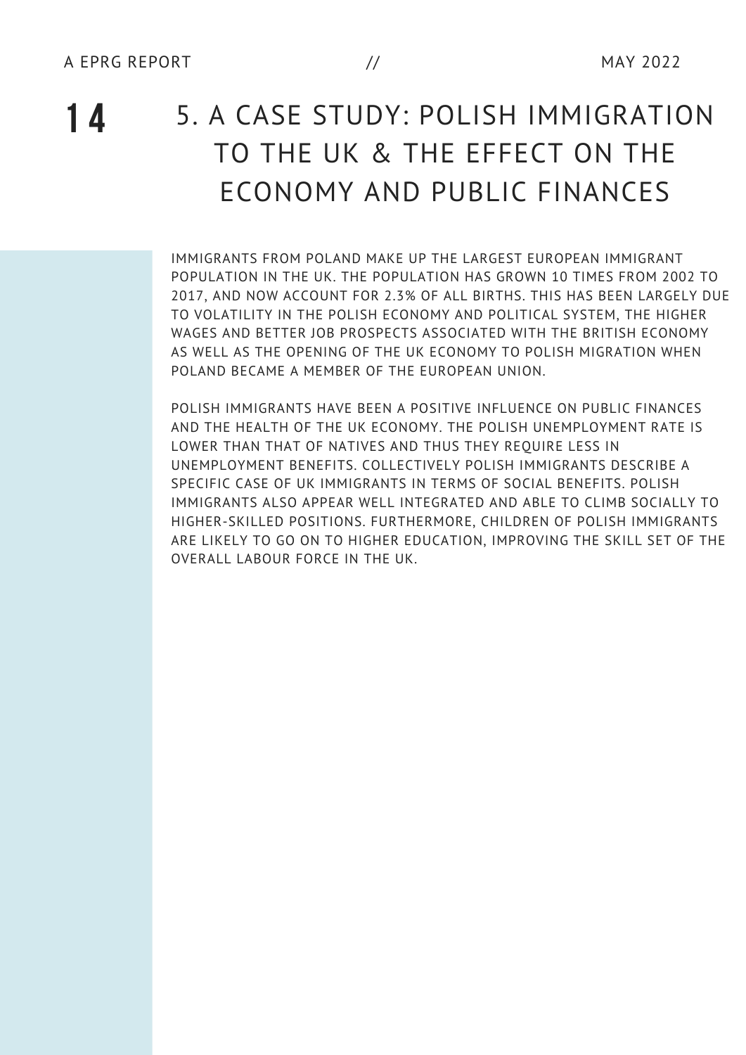# 5. A CASE STUDY: POLISH IMMIGRATION TO THE UK & THE EFFECT ON THE ECONOMY AND PUBLIC FINANCES

IMMIGRANTS FROM POLAND MAKE UP THE LARGEST EUROPEAN IMMIGRANT POPULATION IN THE UK. THE POPULATION HAS GROWN 10 TIMES FROM 2002 TO 2017, AND NOW ACCOUNT FOR 2.3% OF ALL BIRTHS. THIS HAS BEEN LARGELY DUE TO VOLATILITY IN THE POLISH ECONOMY AND POLITICAL SYSTEM, THE HIGHER WAGES AND BETTER JOB PROSPECTS ASSOCIATED WITH THE BRITISH ECONOMY AS WELL AS THE OPENING OF THE UK ECONOMY TO POLISH MIGRATION WHEN POLAND BECAME A MEMBER OF THE EUROPEAN UNION.

POLISH IMMIGRANTS HAVE BEEN A POSITIVE INFLUENCE ON PUBLIC FINANCES AND THE HEALTH OF THE UK ECONOMY. THE POLISH UNEMPLOYMENT RATE IS LOWER THAN THAT OF NATIVES AND THUS THEY REQUIRE LESS IN UNEMPLOYMENT BENEFITS. COLLECTIVELY POLISH IMMIGRANTS DESCRIBE A SPECIFIC CASE OF UK IMMIGRANTS IN TERMS OF SOCIAL BENEFITS. POLISH IMMIGRANTS ALSO APPEAR WELL INTEGRATED AND ABLE TO CLIMB SOCIALLY TO HIGHER-SKILLED POSITIONS. FURTHERMORE, CHILDREN OF POLISH IMMIGRANTS ARE LIKELY TO GO ON TO HIGHER EDUCATION, IMPROVING THE SKILL SET OF THE OVERALL LABOUR FORCE IN THE UK.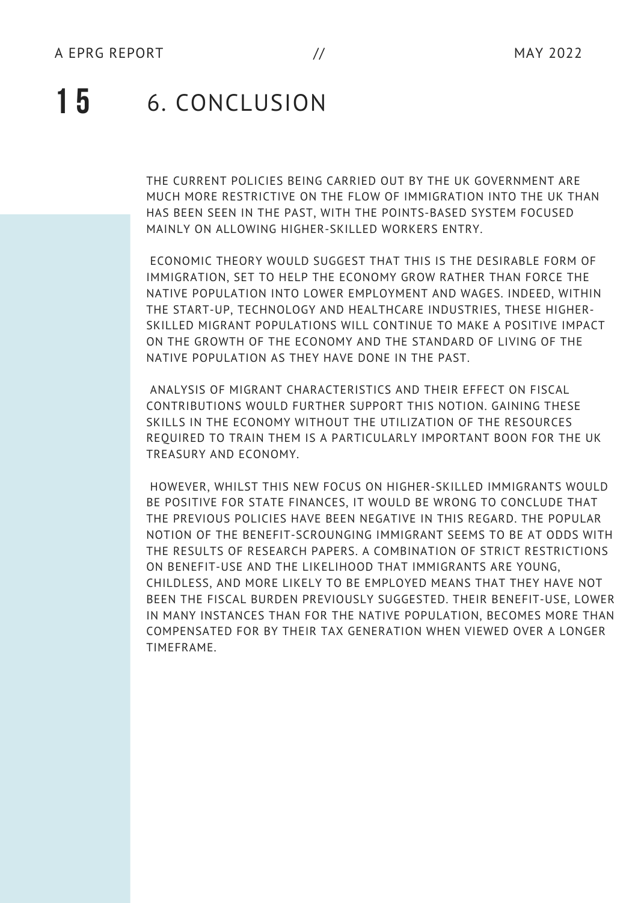# 6. CONCLUSION

THE CURRENT POLICIES BEING CARRIED OUT BY THE UK GOVERNMENT ARE MUCH MORE RESTRICTIVE ON THE FLOW OF IMMIGRATION INTO THE UK THAN HAS BEEN SEEN IN THE PAST, WITH THE POINTS-BASED SYSTEM FOCUSED MAINLY ON ALLOWING HIGHER-SKILLED WORKERS ENTRY.

ECONOMIC THEORY WOULD SUGGEST THAT THIS IS THE DESIRABLE FORM OF IMMIGRATION, SET TO HELP THE ECONOMY GROW RATHER THAN FORCE THE NATIVE POPULATION INTO LOWER EMPLOYMENT AND WAGES. INDEED, WITHIN THE START-UP, TECHNOLOGY AND HEALTHCARE INDUSTRIES, THESE HIGHER-SKILLED MIGRANT POPULATIONS WILL CONTINUE TO MAKE A POSITIVE IMPACT ON THE GROWTH OF THE ECONOMY AND THE STANDARD OF LIVING OF THE NATIVE POPULATION AS THEY HAVE DONE IN THE PAST.

ANALYSIS OF MIGRANT CHARACTERISTICS AND THEIR EFFECT ON FISCAL CONTRIBUTIONS WOULD FURTHER SUPPORT THIS NOTION. GAINING THESE SKILLS IN THE ECONOMY WITHOUT THE UTILIZATION OF THE RESOURCES REQUIRED TO TRAIN THEM IS A PARTICULARLY IMPORTANT BOON FOR THE UK TREASURY AND ECONOMY.

HOWEVER, WHILST THIS NEW FOCUS ON HIGHER-SKILLED IMMIGRANTS WOULD BE POSITIVE FOR STATE FINANCES, IT WOULD BE WRONG TO CONCLUDE THAT THE PREVIOUS POLICIES HAVE BEEN NEGATIVE IN THIS REGARD. THE POPULAR NOTION OF THE BENEFIT-SCROUNGING IMMIGRANT SEEMS TO BE AT ODDS WITH THE RESULTS OF RESEARCH PAPERS. A COMBINATION OF STRICT RESTRICTIONS ON BENEFIT-USE AND THE LIKELIHOOD THAT IMMIGRANTS ARE YOUNG, CHILDLESS, AND MORE LIKELY TO BE EMPLOYED MEANS THAT THEY HAVE NOT BEEN THE FISCAL BURDEN PREVIOUSLY SUGGESTED. THEIR BENEFIT-USE, LOWER IN MANY INSTANCES THAN FOR THE NATIVE POPULATION, BECOMES MORE THAN COMPENSATED FOR BY THEIR TAX GENERATION WHEN VIEWED OVER A LONGER TIMEFRAME.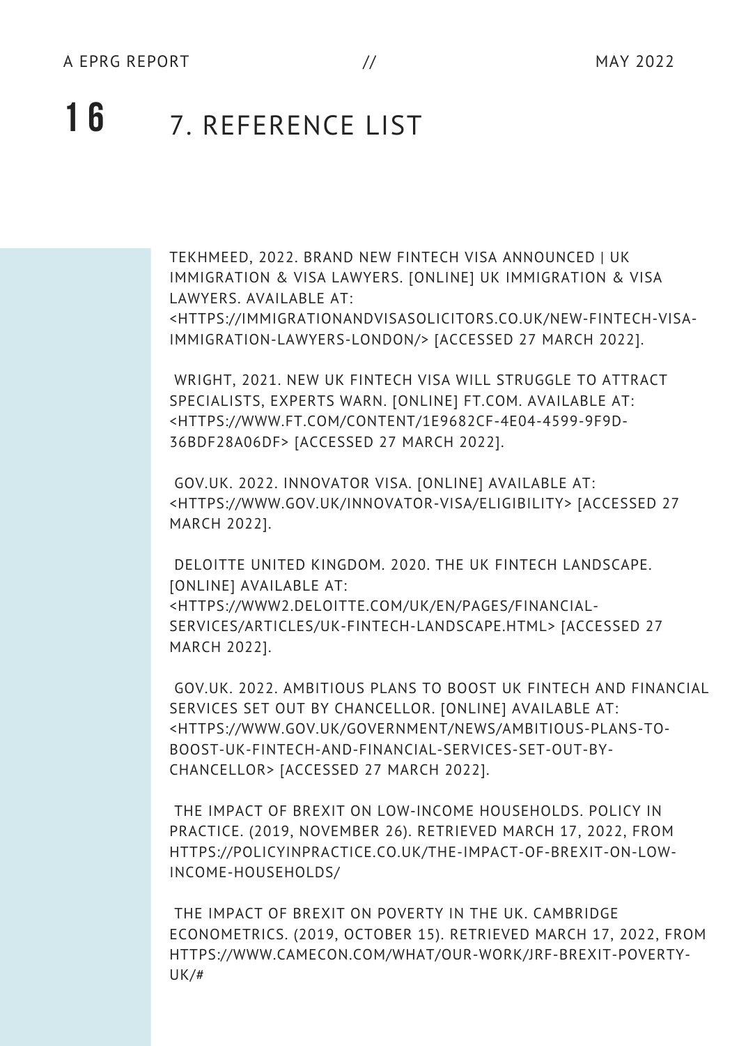# 7. REFERENCE LIST

TEKHMEED, 2022. BRAND NEW FINTECH VISA ANNOUNCED | UK IMMIGRATION & VISA LAWYERS. [ONLINE] UK IMMIGRATION & VISA LAWYERS. AVAILABLE AT: <HTTPS://IMMIGRATIONANDVISASOLICITORS.CO.UK/NEW-FINTECH-VISA-IMMIGRATION-LAWYERS-LONDON/> [ACCESSED 27 MARCH 2022].

WRIGHT, 2021. NEW UK FINTECH VISA WILL STRUGGLE TO ATTRACT SPECIALISTS, EXPERTS WARN. [ONLINE] FT.COM. AVAILABLE AT: <HTTPS://WWW.FT.COM/CONTENT/1E9682CF-4E04-4599-9F9D-36BDF28A06DF> [ACCESSED 27 MARCH 2022].

GOV.UK. 2022. INNOVATOR VISA. [ONLINE] AVAILABLE AT: <HTTPS://WWW.GOV.UK/INNOVATOR-VISA/ELIGIBILITY> [ACCESSED 27 MARCH 2022].

DELOITTE UNITED KINGDOM. 2020. THE UK FINTECH LANDSCAPE. [ONLINE] AVAILABLE AT: <HTTPS://WWW2.DELOITTE.COM/UK/EN/PAGES/FINANCIAL-SERVICES/ARTICLES/UK-FINTECH-LANDSCAPE.HTML> [ACCESSED 27 MARCH 2022].

GOV.UK. 2022. AMBITIOUS PLANS TO BOOST UK FINTECH AND FINANCIAL SERVICES SET OUT BY CHANCELLOR. [ONLINE] AVAILABLE AT: <HTTPS://WWW.GOV.UK/GOVERNMENT/NEWS/AMBITIOUS-PLANS-TO-BOOST-UK-FINTECH-AND-FINANCIAL-SERVICES-SET-OUT-BY-CHANCELLOR> [ACCESSED 27 MARCH 2022].

THE IMPACT OF BREXIT ON LOW-INCOME HOUSEHOLDS. POLICY IN PRACTICE. (2019, NOVEMBER 26). RETRIEVED MARCH 17, 2022, FROM HTTPS://POLICYINPRACTICE.CO.UK/THE-IMPACT-OF-BREXIT-ON-LOW-INCOME-HOUSEHOLDS/

THE IMPACT OF BREXIT ON POVERTY IN THE UK. CAMBRIDGE ECONOMETRICS. (2019, OCTOBER 15). RETRIEVED MARCH 17, 2022, FROM HTTPS://WWW.CAMECON.COM/WHAT/OUR-WORK/JRF-BREXIT-POVERTY-UK/#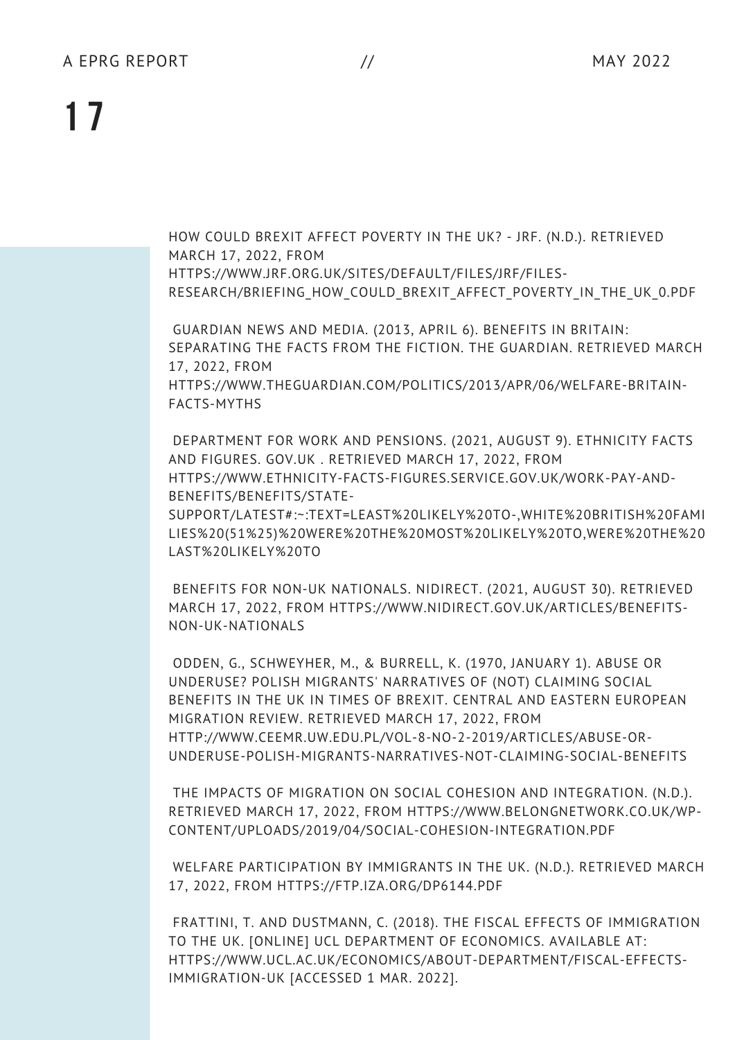HOW COULD BREXIT AFFECT POVERTY IN THE UK? - JRF. (N.D.). RETRIEVED MARCH 17, 2022, FROM HTTPS://WWW.JRF.ORG.UK/SITES/DEFAULT/FILES/JRF/FILES-RESEARCH/BRIEFING_HOW_COULD_BREXIT_AFFECT_POVERTY_IN_THE_UK_0.PDF

GUARDIAN NEWS AND MEDIA. (2013, APRIL 6). BENEFITS IN BRITAIN: SEPARATING THE FACTS FROM THE FICTION. THE GUARDIAN. RETRIEVED MARCH 17, 2022, FROM HTTPS://WWW.THEGUARDIAN.COM/POLITICS/2013/APR/06/WELFARE-BRITAIN-FACTS-MYTHS

DEPARTMENT FOR WORK AND PENSIONS. (2021, AUGUST 9). ETHNICITY FACTS AND FIGURES. GOV.UK . RETRIEVED MARCH 17, 2022, FROM HTTPS://WWW.ETHNICITY-FACTS-FIGURES.SERVICE.GOV.UK/WORK-PAY-AND-BENEFITS/BENEFITS/STATE-SUPPORT/LATEST#:~:TEXT=LEAST%20LIKELY%20TO-,WHITE%20BRITISH%20FAMILIES%20(51%25)%20WERE%20THE%20MOST%20LIKELY%20TO,WERE%20THE%20LAST%20LIKELY%20TO

BENEFITS FOR NON-UK NATIONALS. NIDIRECT. (2021, AUGUST 30). RETRIEVED MARCH 17, 2022, FROM HTTPS://WWW.NIDIRECT.GOV.UK/ARTICLES/BENEFITS-NON-UK-NATIONALS

ODDEN, G., SCHWEYHER, M., & BURRELL, K. (1970, JANUARY 1). ABUSE OR UNDERUSE? POLISH MIGRANTS' NARRATIVES OF (NOT) CLAIMING SOCIAL BENEFITS IN THE UK IN TIMES OF BREXIT. CENTRAL AND EASTERN EUROPEAN MIGRATION REVIEW. RETRIEVED MARCH 17, 2022, FROM HTTP://WWW.CEEMR.UW.EDU.PL/VOL-8-NO-2-2019/ARTICLES/ABUSE-OR-UNDERUSE-POLISH-MIGRANTS-NARRATIVES-NOT-CLAIMING-SOCIAL-BENEFITS

THE IMPACTS OF MIGRATION ON SOCIAL COHESION AND INTEGRATION. (N.D.). RETRIEVED MARCH 17, 2022, FROM HTTPS://WWW.BELONGNETWORK.CO.UK/WP-CONTENT/UPLOADS/2019/04/SOCIAL-COHESION-INTEGRATION.PDF

WELFARE PARTICIPATION BY IMMIGRANTS IN THE UK. (N.D.). RETRIEVED MARCH 17, 2022, FROM HTTPS://FTP.IZA.ORG/DP6144.PDF

FRATTINI, T. AND DUSTMANN, C. (2018). THE FISCAL EFFECTS OF IMMIGRATION TO THE UK. [ONLINE] UCL DEPARTMENT OF ECONOMICS. AVAILABLE AT: HTTPS://WWW.UCL.AC.UK/ECONOMICS/ABOUT-DEPARTMENT/FISCAL-EFFECTS-IMMIGRATION-UK [ACCESSED 1 MAR. 2022].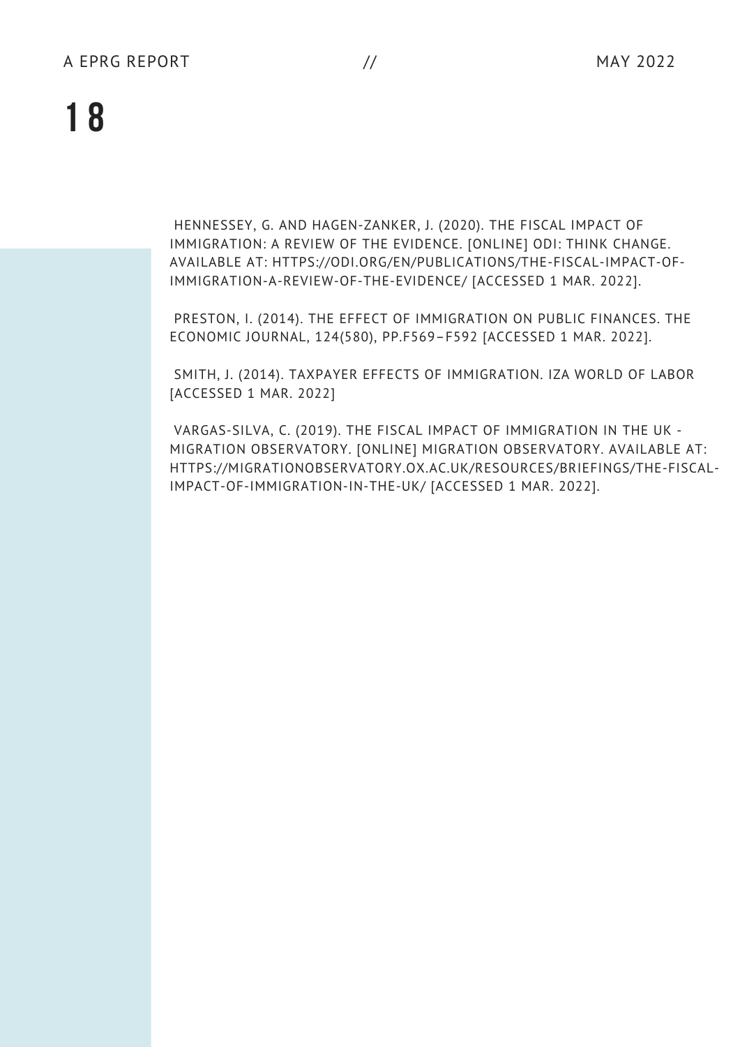HENNESSEY, G. AND HAGEN-ZANKER, J. (2020). THE FISCAL IMPACT OF IMMIGRATION: A REVIEW OF THE EVIDENCE. [ONLINE] ODI: THINK CHANGE. AVAILABLE AT: HTTPS://ODI.ORG/EN/PUBLICATIONS/THE-FISCAL-IMPACT-OF-IMMIGRATION-A-REVIEW-OF-THE-EVIDENCE/ [ACCESSED 1 MAR. 2022].

PRESTON, I. (2014). THE EFFECT OF IMMIGRATION ON PUBLIC FINANCES. THE ECONOMIC JOURNAL, 124(580), PP.F569–F592 [ACCESSED 1 MAR. 2022].

SMITH, J. (2014). TAXPAYER EFFECTS OF IMMIGRATION. IZA WORLD OF LABOR [ACCESSED 1 MAR. 2022]

VARGAS-SILVA, C. (2019). THE FISCAL IMPACT OF IMMIGRATION IN THE UK - MIGRATION OBSERVATORY. [ONLINE] MIGRATION OBSERVATORY. AVAILABLE AT: HTTPS://MIGRATIONOBSERVATORY.OX.AC.UK/RESOURCES/BRIEFINGS/THE-FISCAL-IMPACT-OF-IMMIGRATION-IN-THE-UK/ [ACCESSED 1 MAR. 2022].